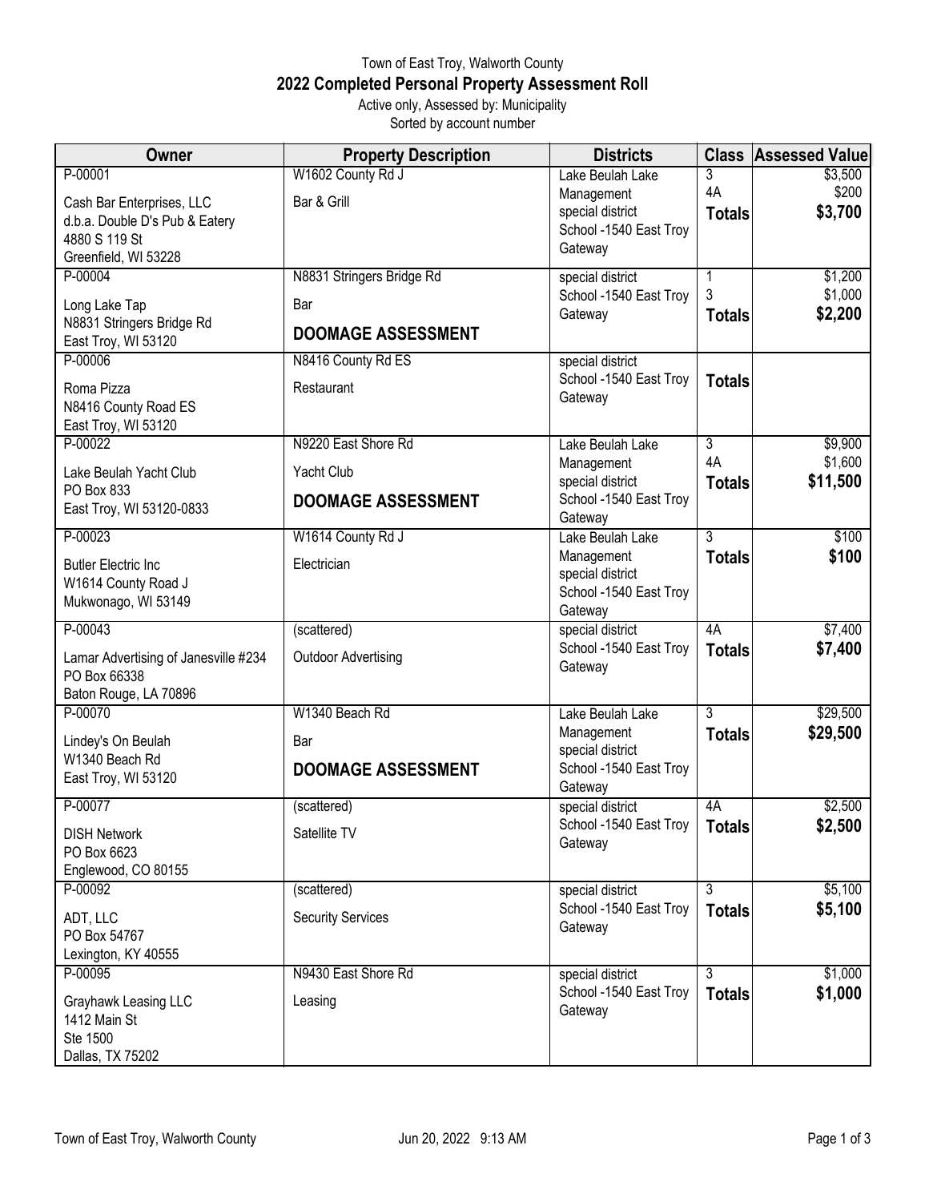# Town of East Troy, Walworth County

## 2022 Completed Personal Property Assessment Roll

Active only, Assessed by: Municipality
Sorted by account number

| Owner | Property Description | Districts | Class | Assessed Value |
|---|---|---|---|---|
| P-00001<br>Cash Bar Enterprises, LLC<br>d.b.a. Double D's Pub & Eatery<br>4880 S 119 St<br>Greenfield, WI 53228 | W1602 County Rd J<br>Bar & Grill | Lake Beulah Lake Management special district<br>School -1540 East Troy Gateway | 3<br>4A<br>**Totals** | \$3,500<br>\$200<br>**\$3,700** |
| P-00004<br>Long Lake Tap<br>N8831 Stringers Bridge Rd<br>East Troy, WI 53120 | N8831 Stringers Bridge Rd<br>Bar<br>**DOOMAGE ASSESSMENT** | special district<br>School -1540 East Troy Gateway | 1<br>3<br>**Totals** | \$1,200<br>\$1,000<br>**\$2,200** |
| P-00006<br>Roma Pizza<br>N8416 County Road ES<br>East Troy, WI 53120 | N8416 County Rd ES<br>Restaurant | special district<br>School -1540 East Troy Gateway | **Totals** | |
| P-00022<br>Lake Beulah Yacht Club<br>PO Box 833<br>East Troy, WI 53120-0833 | N9220 East Shore Rd<br>Yacht Club<br>**DOOMAGE ASSESSMENT** | Lake Beulah Lake Management special district<br>School -1540 East Troy Gateway | 3<br>4A<br>**Totals** | \$9,900<br>\$1,600<br>**\$11,500** |
| P-00023<br>Butler Electric Inc<br>W1614 County Road J<br>Mukwonago, WI 53149 | W1614 County Rd J<br>Electrician | Lake Beulah Lake Management special district<br>School -1540 East Troy Gateway | 3<br>**Totals** | \$100<br>**\$100** |
| P-00043<br>Lamar Advertising of Janesville #234<br>PO Box 66338<br>Baton Rouge, LA 70896 | (scattered)<br>Outdoor Advertising | special district<br>School -1540 East Troy Gateway | 4A<br>**Totals** | \$7,400<br>**\$7,400** |
| P-00070<br>Lindey's On Beulah<br>W1340 Beach Rd<br>East Troy, WI 53120 | W1340 Beach Rd<br>Bar<br>**DOOMAGE ASSESSMENT** | Lake Beulah Lake Management special district<br>School -1540 East Troy Gateway | 3<br>**Totals** | \$29,500<br>**\$29,500** |
| P-00077<br>DISH Network<br>PO Box 6623<br>Englewood, CO 80155 | (scattered)<br>Satellite TV | special district<br>School -1540 East Troy Gateway | 4A<br>**Totals** | \$2,500<br>**\$2,500** |
| P-00092<br>ADT, LLC<br>PO Box 54767<br>Lexington, KY 40555 | (scattered)<br>Security Services | special district<br>School -1540 East Troy Gateway | 3<br>**Totals** | \$5,100<br>**\$5,100** |
| P-00095<br>Grayhawk Leasing LLC<br>1412 Main St<br>Ste 1500<br>Dallas, TX 75202 | N9430 East Shore Rd<br>Leasing | special district<br>School -1540 East Troy Gateway | 3<br>**Totals** | \$1,000<br>**\$1,000** |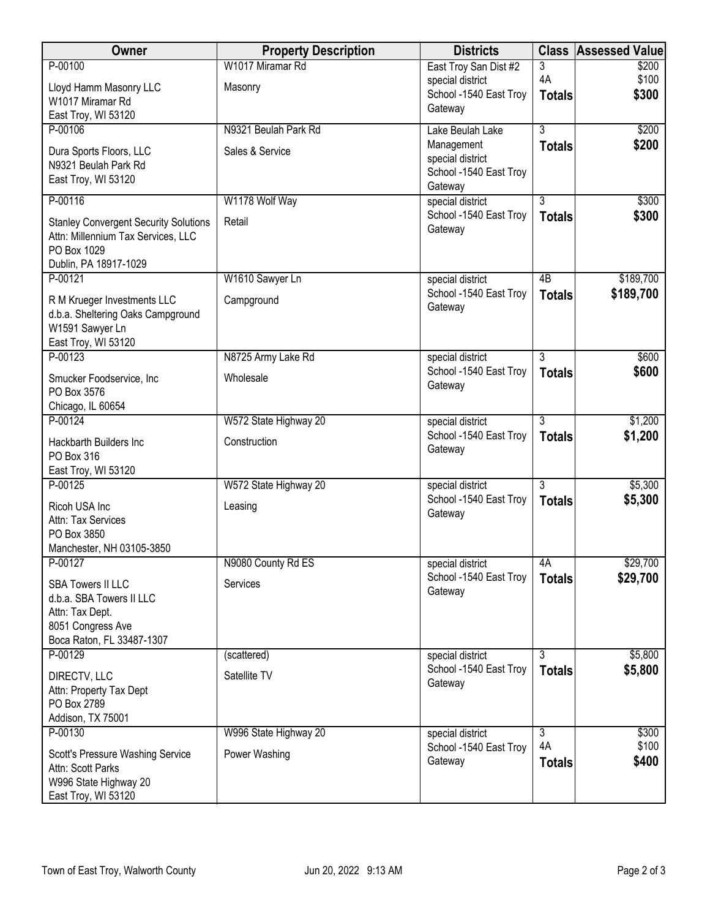| Owner | Property Description | Districts | Class | Assessed Value |
|---|---|---|---|---|
| P-00100<br>Lloyd Hamm Masonry LLC<br>W1017 Miramar Rd<br>East Troy, WI 53120 | W1017 Miramar Rd<br>Masonry | East Troy San Dist #2<br>special district<br>School -1540 East Troy Gateway | 3<br>4A<br>**Totals** | $200<br>$100<br>**$300** |
| P-00106<br>Dura Sports Floors, LLC<br>N9321 Beulah Park Rd<br>East Troy, WI 53120 | N9321 Beulah Park Rd<br>Sales & Service | Lake Beulah Lake Management<br>special district<br>School -1540 East Troy Gateway | 3<br>**Totals** | $200<br>**$200** |
| P-00116<br>Stanley Convergent Security Solutions<br>Attn: Millennium Tax Services, LLC<br>PO Box 1029<br>Dublin, PA 18917-1029 | W1178 Wolf Way<br>Retail | special district<br>School -1540 East Troy Gateway | 3<br>**Totals** | $300<br>**$300** |
| P-00121<br>R M Krueger Investments LLC<br>d.b.a. Sheltering Oaks Campground<br>W1591 Sawyer Ln<br>East Troy, WI 53120 | W1610 Sawyer Ln<br>Campground | special district<br>School -1540 East Troy Gateway | 4B<br>**Totals** | $189,700<br>**$189,700** |
| P-00123<br>Smucker Foodservice, Inc<br>PO Box 3576<br>Chicago, IL 60654 | N8725 Army Lake Rd<br>Wholesale | special district<br>School -1540 East Troy Gateway | 3<br>**Totals** | $600<br>**$600** |
| P-00124<br>Hackbarth Builders Inc<br>PO Box 316<br>East Troy, WI 53120 | W572 State Highway 20<br>Construction | special district<br>School -1540 East Troy Gateway | 3<br>**Totals** | $1,200<br>**$1,200** |
| P-00125<br>Ricoh USA Inc<br>Attn: Tax Services<br>PO Box 3850<br>Manchester, NH 03105-3850 | W572 State Highway 20<br>Leasing | special district<br>School -1540 East Troy Gateway | 3<br>**Totals** | $5,300<br>**$5,300** |
| P-00127<br>SBA Towers II LLC<br>d.b.a. SBA Towers II LLC<br>Attn: Tax Dept.<br>8051 Congress Ave<br>Boca Raton, FL 33487-1307 | N9080 County Rd ES<br>Services | special district<br>School -1540 East Troy Gateway | 4A<br>**Totals** | $29,700<br>**$29,700** |
| P-00129<br>DIRECTV, LLC<br>Attn: Property Tax Dept<br>PO Box 2789<br>Addison, TX 75001 | (scattered)<br>Satellite TV | special district<br>School -1540 East Troy Gateway | 3<br>**Totals** | $5,800<br>**$5,800** |
| P-00130<br>Scott's Pressure Washing Service<br>Attn: Scott Parks<br>W996 State Highway 20<br>East Troy, WI 53120 | W996 State Highway 20<br>Power Washing | special district<br>School -1540 East Troy Gateway | 3<br>4A<br>**Totals** | $300<br>$100<br>**$400** |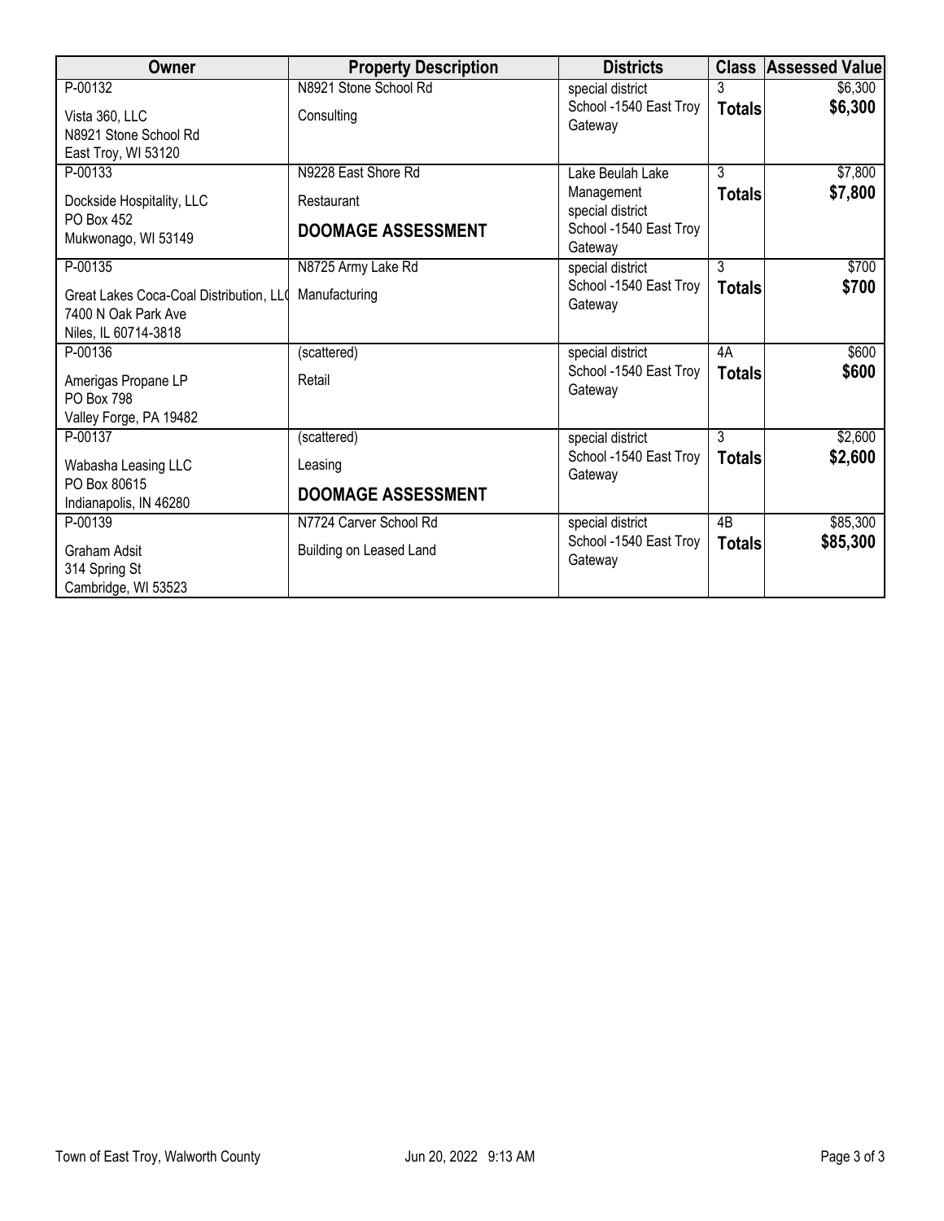| Owner | Property Description | Districts | Class | Assessed Value |
|---|---|---|---|---|
| P-00132<br>Vista 360, LLC<br>N8921 Stone School Rd<br>East Troy, WI 53120 | N8921 Stone School Rd<br>Consulting | special district<br>School -1540 East Troy Gateway | 3<br>**Totals** | $6,300<br>**$6,300** |
| P-00133<br>Dockside Hospitality, LLC<br>PO Box 452<br>Mukwonago, WI 53149 | N9228 East Shore Rd<br>Restaurant<br>**DOOMAGE ASSESSMENT** | Lake Beulah Lake Management<br>special district<br>School -1540 East Troy Gateway | 3<br>**Totals** | $7,800<br>**$7,800** |
| P-00135<br>Great Lakes Coca-Coal Distribution, LL(<br>7400 N Oak Park Ave<br>Niles, IL 60714-3818 | N8725 Army Lake Rd<br>Manufacturing | special district<br>School -1540 East Troy Gateway | 3<br>**Totals** | $700<br>**$700** |
| P-00136<br>Amerigas Propane LP<br>PO Box 798<br>Valley Forge, PA 19482 | (scattered)<br>Retail | special district<br>School -1540 East Troy Gateway | 4A<br>**Totals** | $600<br>**$600** |
| P-00137<br>Wabasha Leasing LLC<br>PO Box 80615<br>Indianapolis, IN 46280 | (scattered)<br>Leasing<br>**DOOMAGE ASSESSMENT** | special district<br>School -1540 East Troy Gateway | 3<br>**Totals** | $2,600<br>**$2,600** |
| P-00139<br>Graham Adsit<br>314 Spring St<br>Cambridge, WI 53523 | N7724 Carver School Rd<br>Building on Leased Land | special district<br>School -1540 East Troy Gateway | 4B<br>**Totals** | $85,300<br>**$85,300** |

Town of East Troy, Walworth County Jun 20, 2022 9:13 AM